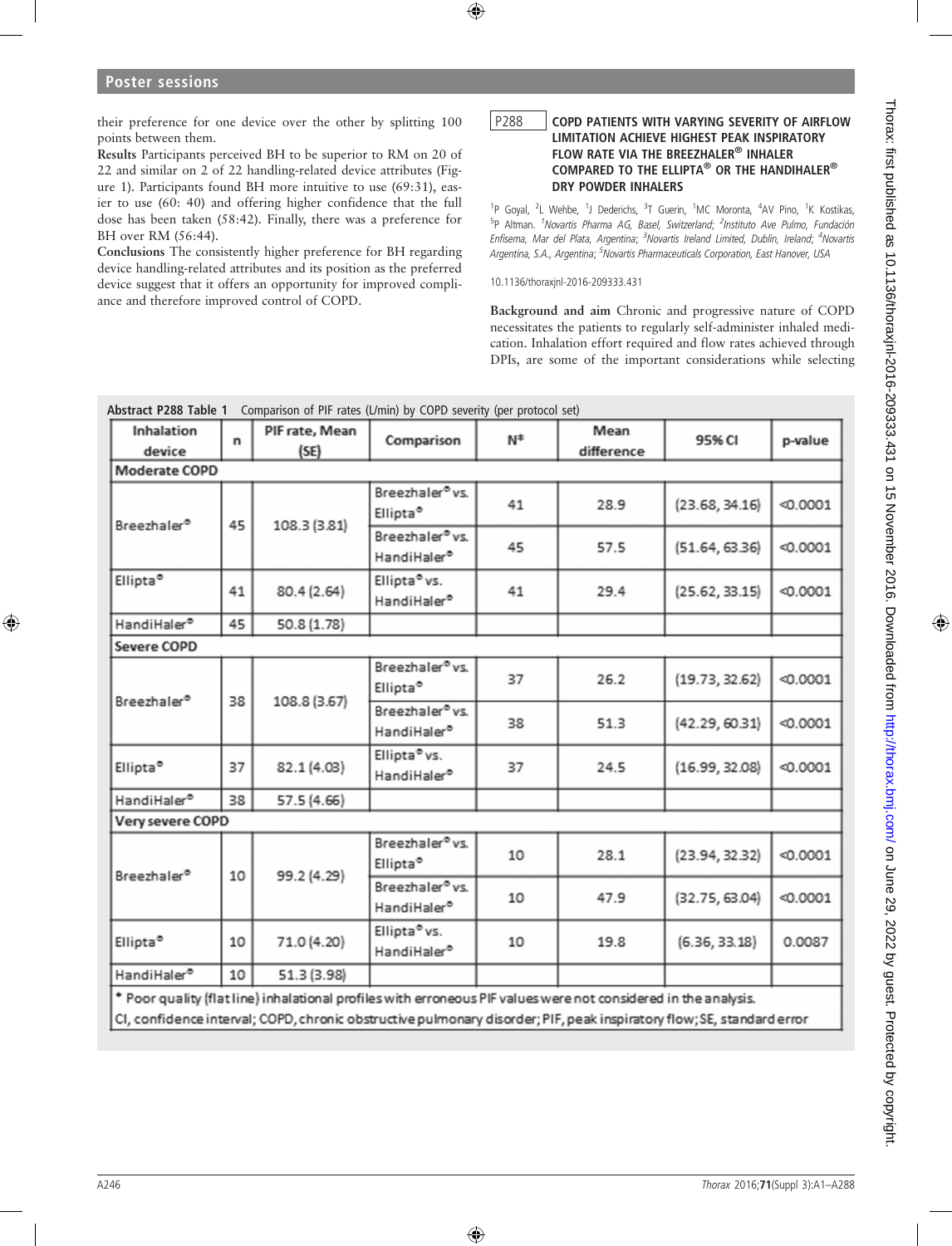their preference for one device over the other by splitting 100 points between them.

**Results** Participants perceived BH to be superior to RM on 20 of 22 and similar on 2 of 22 handling-related device attributes (Figure 1). Participants found BH more intuitive to use (69:31), easier to use (60: 40) and offering higher confidence that the full dose has been taken (58:42). Finally, there was a preference for BH over RM (56:44).

**Conclusions** The consistently higher preference for BH regarding device handling-related attributes and its position as the preferred device suggest that it offers an opportunity for improved compliance and therefore improved control of COPD.

## P288 COPD PATIENTS WITH VARYING SEVERITY OF AIRFLOW LIMITATION ACHIEVE HIGHEST PEAK INSPIRATORY FLOW RATE VIA THE BREEZHALER® INHALER COMPARED TO THE ELLIPTA® OR THE HANDIHALER® DRY POWDER INHALERS

[1]P Goyal, [2]L Wehbe, [1]J Dederichs, [3]T Guerin, [1]MC Moronta, [4]AV Pino, [1]K Kostikas, [5]P Altman. *[1]Novartis Pharma AG, Basel, Switzerland; [2]Instituto Ave Pulmo, Fundación Enfisema, Mar del Plata, Argentina; [3]Novartis Ireland Limited, Dublin, Ireland; [4]Novartis Argentina, S.A., Argentina; [5]Novartis Pharmaceuticals Corporation, East Hanover, USA*

10.1136/thoraxjnl-2016-209333.431

**Background and aim** Chronic and progressive nature of COPD necessitates the patients to regularly self-administer inhaled medication. Inhalation effort required and flow rates achieved through DPIs, are some of the important considerations while selecting

**Abstract P288 Table 1** Comparison of PIF rates (L/min) by COPD severity (per protocol set)

| Inhalation device | n | PIF rate, Mean (SE) | Comparison | N* | Mean difference | 95% CI | p-value |
|---|---|---|---|---|---|---|---|
| **Moderate COPD** | | | | | | | |
| Breezhaler® | 45 | 108.3 (3.81) | Breezhaler® vs. Ellipta® | 41 | 28.9 | (23.68, 34.16) | <0.0001 |
| | | | Breezhaler® vs. HandiHaler® | 45 | 57.5 | (51.64, 63.36) | <0.0001 |
| Ellipta® | 41 | 80.4 (2.64) | Ellipta® vs. HandiHaler® | 41 | 29.4 | (25.62, 33.15) | <0.0001 |
| HandiHaler® | 45 | 50.8 (1.78) | | | | | |
| **Severe COPD** | | | | | | | |
| Breezhaler® | 38 | 108.8 (3.67) | Breezhaler® vs. Ellipta® | 37 | 26.2 | (19.73, 32.62) | <0.0001 |
| | | | Breezhaler® vs. HandiHaler® | 38 | 51.3 | (42.29, 60.31) | <0.0001 |
| Ellipta® | 37 | 82.1 (4.03) | Ellipta® vs. HandiHaler® | 37 | 24.5 | (16.99, 32.08) | <0.0001 |
| HandiHaler® | 38 | 57.5 (4.66) | | | | | |
| **Very severe COPD** | | | | | | | |
| Breezhaler® | 10 | 99.2 (4.29) | Breezhaler® vs. Ellipta® | 10 | 28.1 | (23.94, 32.32) | <0.0001 |
| | | | Breezhaler® vs. HandiHaler® | 10 | 47.9 | (32.75, 63.04) | <0.0001 |
| Ellipta® | 10 | 71.0 (4.20) | Ellipta® vs. HandiHaler® | 10 | 19.8 | (6.36, 33.18) | 0.0087 |
| HandiHaler® | 10 | 51.3 (3.98) | | | | | |

\* Poor quality (flat line) inhalational profiles with erroneous PIF values were not considered in the analysis.
CI, confidence interval; COPD, chronic obstructive pulmonary disorder; PIF, peak inspiratory flow; SE, standard error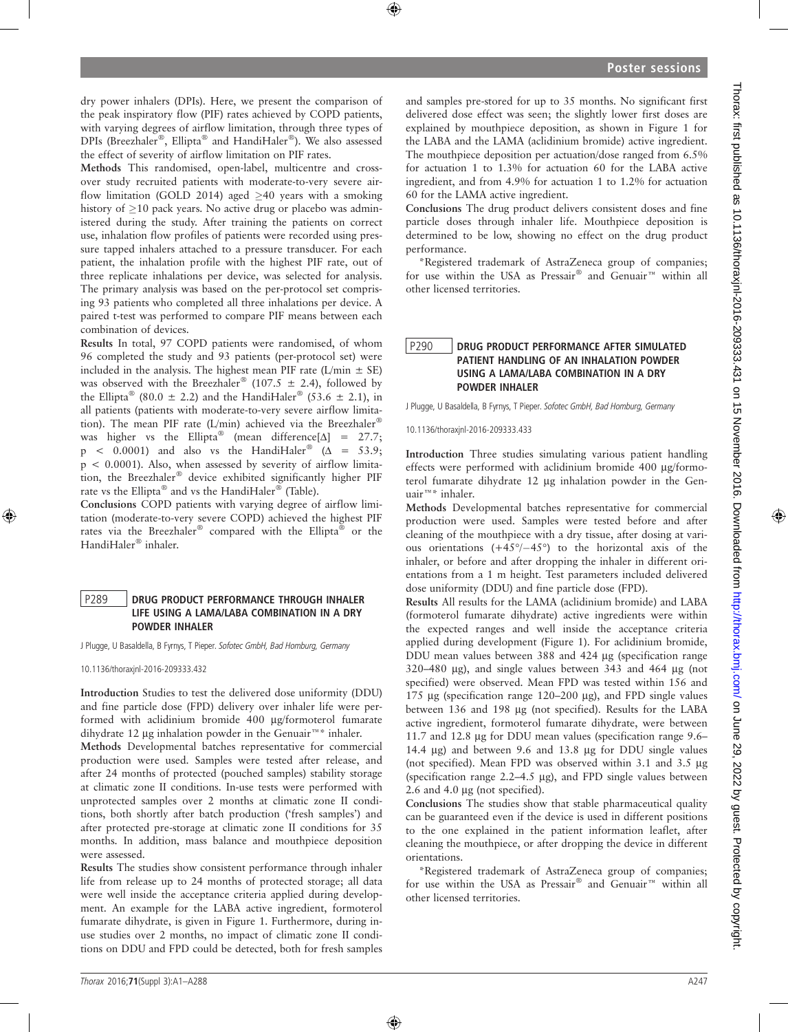dry power inhalers (DPIs). Here, we present the comparison of the peak inspiratory flow (PIF) rates achieved by COPD patients, with varying degrees of airflow limitation, through three types of DPIs (Breezhaler®, Ellipta® and HandiHaler®). We also assessed the effect of severity of airflow limitation on PIF rates.

**Methods** This randomised, open-label, multicentre and cross-over study recruited patients with moderate-to-very severe airflow limitation (GOLD 2014) aged ≥40 years with a smoking history of ≥10 pack years. No active drug or placebo was administered during the study. After training the patients on correct use, inhalation flow profiles of patients were recorded using pressure tapped inhalers attached to a pressure transducer. For each patient, the inhalation profile with the highest PIF rate, out of three replicate inhalations per device, was selected for analysis. The primary analysis was based on the per-protocol set comprising 93 patients who completed all three inhalations per device. A paired t-test was performed to compare PIF means between each combination of devices.

**Results** In total, 97 COPD patients were randomised, of whom 96 completed the study and 93 patients (per-protocol set) were included in the analysis. The highest mean PIF rate (L/min ± SE) was observed with the Breezhaler® (107.5 ± 2.4), followed by the Ellipta® (80.0 ± 2.2) and the HandiHaler® (53.6 ± 2.1), in all patients (patients with moderate-to-very severe airflow limitation). The mean PIF rate (L/min) achieved via the Breezhaler® was higher vs the Ellipta® (mean difference[Δ] = 27.7; $p < 0.0001$) and also vs the HandiHaler® (Δ = 53.9; $p < 0.0001$). Also, when assessed by severity of airflow limitation, the Breezhaler® device exhibited significantly higher PIF rate vs the Ellipta® and vs the HandiHaler® (Table).

**Conclusions** COPD patients with varying degree of airflow limitation (moderate-to-very severe COPD) achieved the highest PIF rates via the Breezhaler® compared with the Ellipta® or the HandiHaler® inhaler.

## P289 DRUG PRODUCT PERFORMANCE THROUGH INHALER LIFE USING A LAMA/LABA COMBINATION IN A DRY POWDER INHALER

J Plugge, U Basaldella, B Fyrnys, T Pieper. *Sofotec GmbH, Bad Homburg, Germany*

10.1136/thoraxjnl-2016-209333.432

**Introduction** Studies to test the delivered dose uniformity (DDU) and fine particle dose (FPD) delivery over inhaler life were performed with aclidinium bromide 400 µg/formoterol fumarate dihydrate 12 µg inhalation powder in the Genuair™* inhaler.

**Methods** Developmental batches representative for commercial production were used. Samples were tested after release, and after 24 months of protected (pouched samples) stability storage at climatic zone II conditions. In-use tests were performed with unprotected samples over 2 months at climatic zone II conditions, both shortly after batch production ('fresh samples') and after protected pre-storage at climatic zone II conditions for 35 months. In addition, mass balance and mouthpiece deposition were assessed.

**Results** The studies show consistent performance through inhaler life from release up to 24 months of protected storage; all data were well inside the acceptance criteria applied during development. An example for the LABA active ingredient, formoterol fumarate dihydrate, is given in Figure 1. Furthermore, during in-use studies over 2 months, no impact of climatic zone II conditions on DDU and FPD could be detected, both for fresh samples and samples pre-stored for up to 35 months. No significant first delivered dose effect was seen; the slightly lower first doses are explained by mouthpiece deposition, as shown in Figure 1 for the LABA and the LAMA (aclidinium bromide) active ingredient. The mouthpiece deposition per actuation/dose ranged from 6.5% for actuation 1 to 1.3% for actuation 60 for the LABA active ingredient, and from 4.9% for actuation 1 to 1.2% for actuation 60 for the LAMA active ingredient.

**Conclusions** The drug product delivers consistent doses and fine particle doses through inhaler life. Mouthpiece deposition is determined to be low, showing no effect on the drug product performance.

*Registered trademark of AstraZeneca group of companies; for use within the USA as Pressair® and Genuair™ within all other licensed territories.

## P290 DRUG PRODUCT PERFORMANCE AFTER SIMULATED PATIENT HANDLING OF AN INHALATION POWDER USING A LAMA/LABA COMBINATION IN A DRY POWDER INHALER

J Plugge, U Basaldella, B Fyrnys, T Pieper. *Sofotec GmbH, Bad Homburg, Germany*

10.1136/thoraxjnl-2016-209333.433

**Introduction** Three studies simulating various patient handling effects were performed with aclidinium bromide 400 µg/formoterol fumarate dihydrate 12 µg inhalation powder in the Genuair™* inhaler.

**Methods** Developmental batches representative for commercial production were used. Samples were tested before and after cleaning of the mouthpiece with a dry tissue, after dosing at various orientations (+45°/−45°) to the horizontal axis of the inhaler, or before and after dropping the inhaler in different orientations from a 1 m height. Test parameters included delivered dose uniformity (DDU) and fine particle dose (FPD).

**Results** All results for the LAMA (aclidinium bromide) and LABA (formoterol fumarate dihydrate) active ingredients were within the expected ranges and well inside the acceptance criteria applied during development (Figure 1). For aclidinium bromide, DDU mean values between 388 and 424 µg (specification range 320–480 µg), and single values between 343 and 464 µg (not specified) were observed. Mean FPD was tested within 156 and 175 µg (specification range 120–200 µg), and FPD single values between 136 and 198 µg (not specified). Results for the LABA active ingredient, formoterol fumarate dihydrate, were between 11.7 and 12.8 µg for DDU mean values (specification range 9.6–14.4 µg) and between 9.6 and 13.8 µg for DDU single values (not specified). Mean FPD was observed within 3.1 and 3.5 µg (specification range 2.2–4.5 µg), and FPD single values between 2.6 and 4.0 µg (not specified).

**Conclusions** The studies show that stable pharmaceutical quality can be guaranteed even if the device is used in different positions to the one explained in the patient information leaflet, after cleaning the mouthpiece, or after dropping the device in different orientations.

*Registered trademark of AstraZeneca group of companies; for use within the USA as Pressair® and Genuair™ within all other licensed territories.